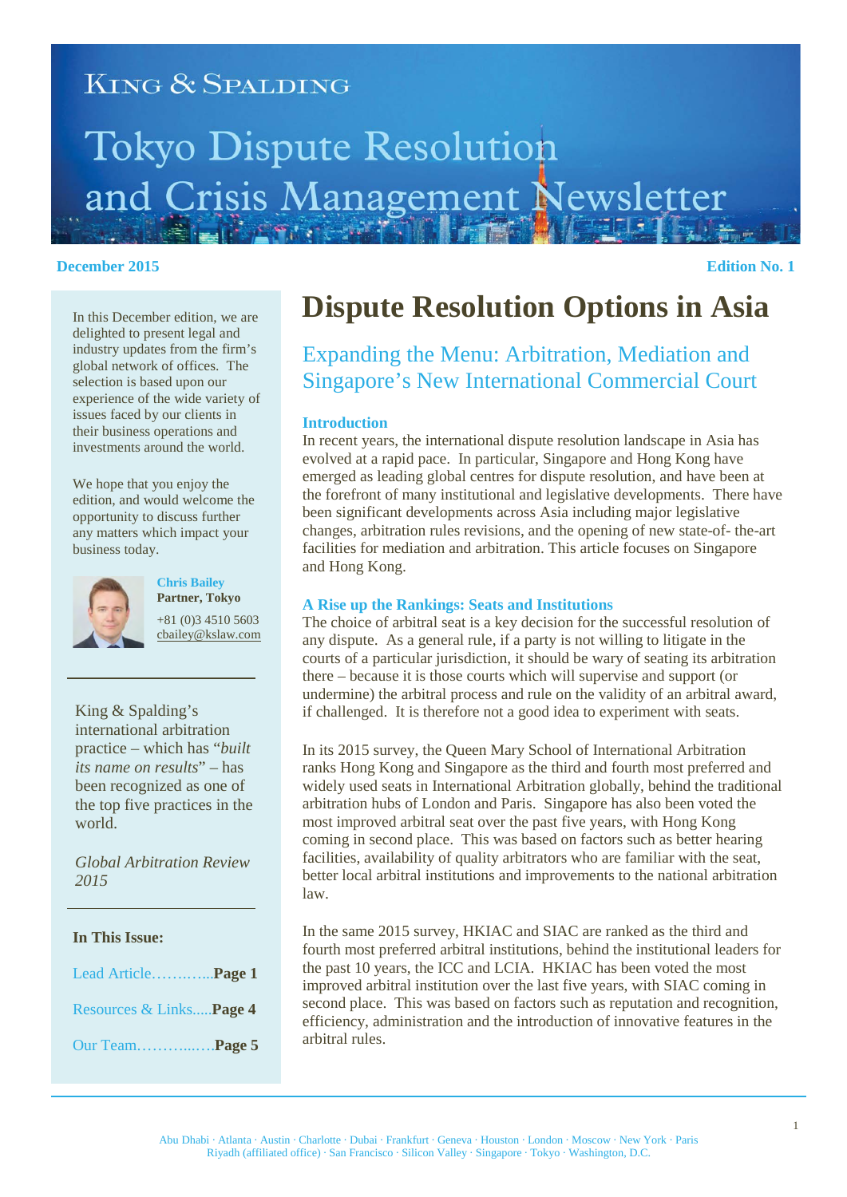# King & Spalding

# Tokyo Dispute Resolution and Crisis Management Newsletter

**December 2015** **Edition No. 1**

In this December edition, we are delighted to present legal and industry updates from the firm's global network of offices. The selection is based upon our experience of the wide variety of issues faced by our clients in their business operations and investments around the world.

We hope that you enjoy the edition, and would welcome the opportunity to discuss further any matters which impact your business today.

**Chris Bailey**
**Partner, Tokyo**
+81 (0)3 4510 5603
cbailey@kslaw.com

King & Spalding's international arbitration practice – which has "*built its name on results*" – has been recognized as one of the top five practices in the world.

*Global Arbitration Review 2015*

**In This Issue:**

Lead Article…….…...**Page 1**

Resources & Links.....**Page 4**

Our Team……….....…**Page 5**

# Dispute Resolution Options in Asia

## Expanding the Menu: Arbitration, Mediation and Singapore's New International Commercial Court

### Introduction

In recent years, the international dispute resolution landscape in Asia has evolved at a rapid pace. In particular, Singapore and Hong Kong have emerged as leading global centres for dispute resolution, and have been at the forefront of many institutional and legislative developments. There have been significant developments across Asia including major legislative changes, arbitration rules revisions, and the opening of new state-of- the-art facilities for mediation and arbitration. This article focuses on Singapore and Hong Kong.

### A Rise up the Rankings: Seats and Institutions

The choice of arbitral seat is a key decision for the successful resolution of any dispute. As a general rule, if a party is not willing to litigate in the courts of a particular jurisdiction, it should be wary of seating its arbitration there – because it is those courts which will supervise and support (or undermine) the arbitral process and rule on the validity of an arbitral award, if challenged. It is therefore not a good idea to experiment with seats.

In its 2015 survey, the Queen Mary School of International Arbitration ranks Hong Kong and Singapore as the third and fourth most preferred and widely used seats in International Arbitration globally, behind the traditional arbitration hubs of London and Paris. Singapore has also been voted the most improved arbitral seat over the past five years, with Hong Kong coming in second place. This was based on factors such as better hearing facilities, availability of quality arbitrators who are familiar with the seat, better local arbitral institutions and improvements to the national arbitration law.

In the same 2015 survey, HKIAC and SIAC are ranked as the third and fourth most preferred arbitral institutions, behind the institutional leaders for the past 10 years, the ICC and LCIA. HKIAC has been voted the most improved arbitral institution over the last five years, with SIAC coming in second place. This was based on factors such as reputation and recognition, efficiency, administration and the introduction of innovative features in the arbitral rules.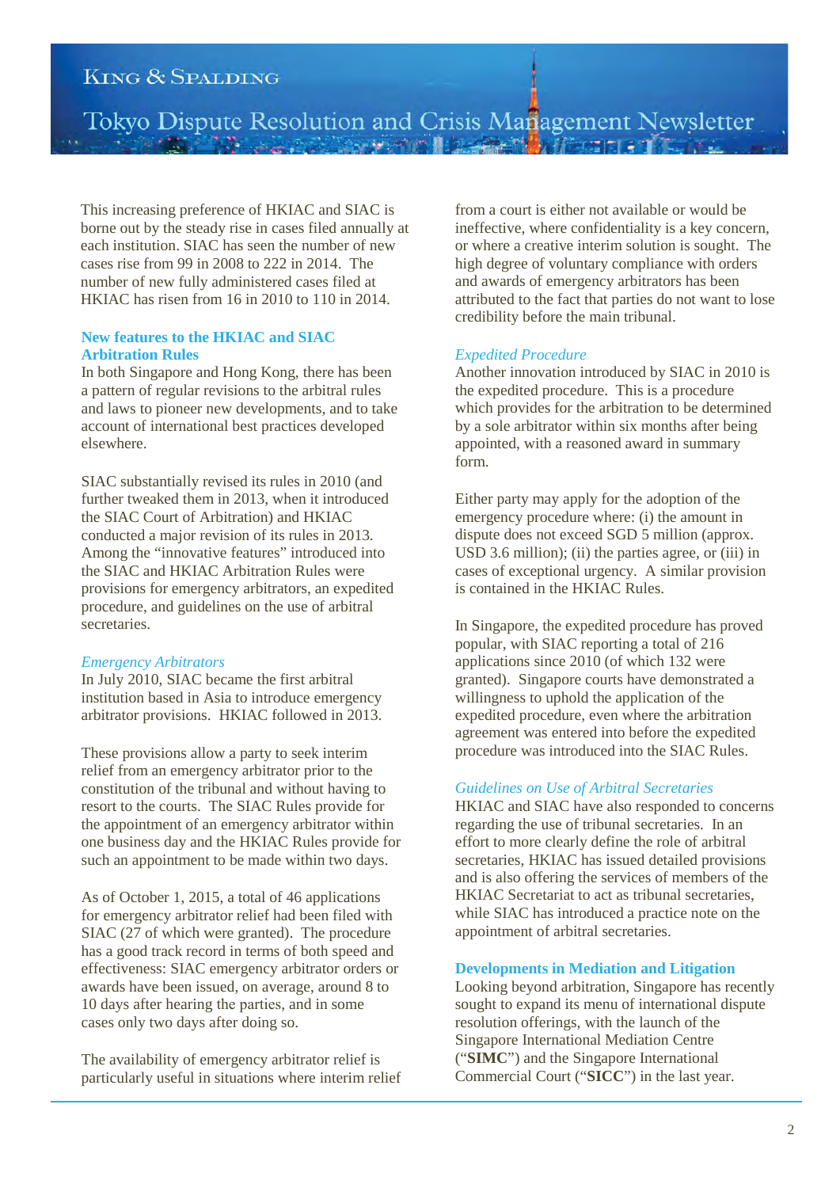This increasing preference of HKIAC and SIAC is borne out by the steady rise in cases filed annually at each institution. SIAC has seen the number of new cases rise from 99 in 2008 to 222 in 2014. The number of new fully administered cases filed at HKIAC has risen from 16 in 2010 to 110 in 2014.

## New features to the HKIAC and SIAC Arbitration Rules

In both Singapore and Hong Kong, there has been a pattern of regular revisions to the arbitral rules and laws to pioneer new developments, and to take account of international best practices developed elsewhere.

SIAC substantially revised its rules in 2010 (and further tweaked them in 2013, when it introduced the SIAC Court of Arbitration) and HKIAC conducted a major revision of its rules in 2013. Among the "innovative features" introduced into the SIAC and HKIAC Arbitration Rules were provisions for emergency arbitrators, an expedited procedure, and guidelines on the use of arbitral secretaries.

### *Emergency Arbitrators*

In July 2010, SIAC became the first arbitral institution based in Asia to introduce emergency arbitrator provisions. HKIAC followed in 2013.

These provisions allow a party to seek interim relief from an emergency arbitrator prior to the constitution of the tribunal and without having to resort to the courts. The SIAC Rules provide for the appointment of an emergency arbitrator within one business day and the HKIAC Rules provide for such an appointment to be made within two days.

As of October 1, 2015, a total of 46 applications for emergency arbitrator relief had been filed with SIAC (27 of which were granted). The procedure has a good track record in terms of both speed and effectiveness: SIAC emergency arbitrator orders or awards have been issued, on average, around 8 to 10 days after hearing the parties, and in some cases only two days after doing so.

The availability of emergency arbitrator relief is particularly useful in situations where interim relief from a court is either not available or would be ineffective, where confidentiality is a key concern, or where a creative interim solution is sought. The high degree of voluntary compliance with orders and awards of emergency arbitrators has been attributed to the fact that parties do not want to lose credibility before the main tribunal.

### *Expedited Procedure*

Another innovation introduced by SIAC in 2010 is the expedited procedure. This is a procedure which provides for the arbitration to be determined by a sole arbitrator within six months after being appointed, with a reasoned award in summary form.

Either party may apply for the adoption of the emergency procedure where: (i) the amount in dispute does not exceed SGD 5 million (approx. USD 3.6 million); (ii) the parties agree, or (iii) in cases of exceptional urgency. A similar provision is contained in the HKIAC Rules.

In Singapore, the expedited procedure has proved popular, with SIAC reporting a total of 216 applications since 2010 (of which 132 were granted). Singapore courts have demonstrated a willingness to uphold the application of the expedited procedure, even where the arbitration agreement was entered into before the expedited procedure was introduced into the SIAC Rules.

### *Guidelines on Use of Arbitral Secretaries*

HKIAC and SIAC have also responded to concerns regarding the use of tribunal secretaries. In an effort to more clearly define the role of arbitral secretaries, HKIAC has issued detailed provisions and is also offering the services of members of the HKIAC Secretariat to act as tribunal secretaries, while SIAC has introduced a practice note on the appointment of arbitral secretaries.

## Developments in Mediation and Litigation

Looking beyond arbitration, Singapore has recently sought to expand its menu of international dispute resolution offerings, with the launch of the Singapore International Mediation Centre ("**SIMC**") and the Singapore International Commercial Court ("**SICC**") in the last year.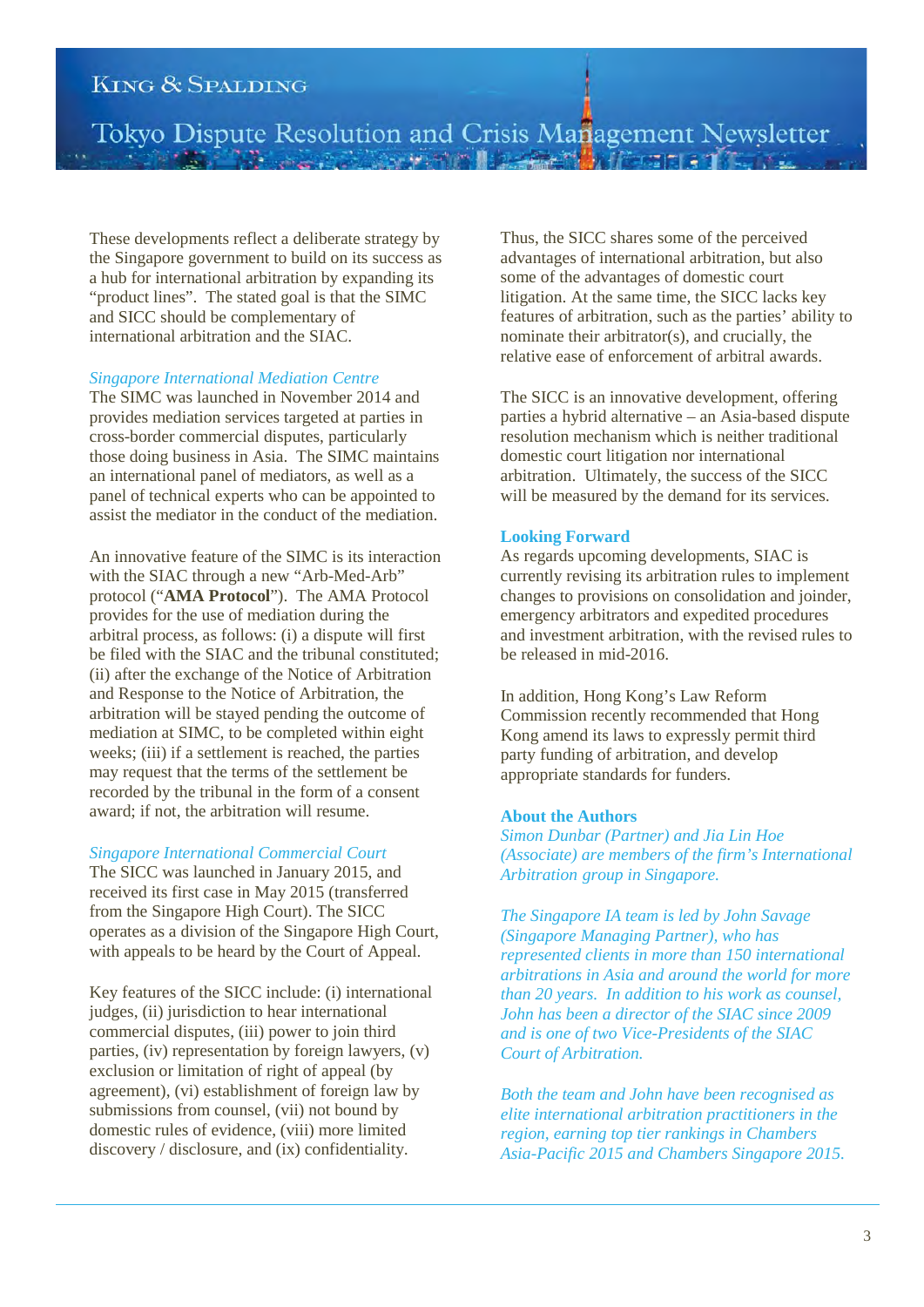These developments reflect a deliberate strategy by the Singapore government to build on its success as a hub for international arbitration by expanding its "product lines". The stated goal is that the SIMC and SICC should be complementary of international arbitration and the SIAC.

### *Singapore International Mediation Centre*

The SIMC was launched in November 2014 and provides mediation services targeted at parties in cross-border commercial disputes, particularly those doing business in Asia. The SIMC maintains an international panel of mediators, as well as a panel of technical experts who can be appointed to assist the mediator in the conduct of the mediation.

An innovative feature of the SIMC is its interaction with the SIAC through a new "Arb-Med-Arb" protocol ("**AMA Protocol**"). The AMA Protocol provides for the use of mediation during the arbitral process, as follows: (i) a dispute will first be filed with the SIAC and the tribunal constituted; (ii) after the exchange of the Notice of Arbitration and Response to the Notice of Arbitration, the arbitration will be stayed pending the outcome of mediation at SIMC, to be completed within eight weeks; (iii) if a settlement is reached, the parties may request that the terms of the settlement be recorded by the tribunal in the form of a consent award; if not, the arbitration will resume.

### *Singapore International Commercial Court*

The SICC was launched in January 2015, and received its first case in May 2015 (transferred from the Singapore High Court). The SICC operates as a division of the Singapore High Court, with appeals to be heard by the Court of Appeal.

Key features of the SICC include: (i) international judges, (ii) jurisdiction to hear international commercial disputes, (iii) power to join third parties, (iv) representation by foreign lawyers, (v) exclusion or limitation of right of appeal (by agreement), (vi) establishment of foreign law by submissions from counsel, (vii) not bound by domestic rules of evidence, (viii) more limited discovery / disclosure, and (ix) confidentiality.

Thus, the SICC shares some of the perceived advantages of international arbitration, but also some of the advantages of domestic court litigation. At the same time, the SICC lacks key features of arbitration, such as the parties' ability to nominate their arbitrator(s), and crucially, the relative ease of enforcement of arbitral awards.

The SICC is an innovative development, offering parties a hybrid alternative – an Asia-based dispute resolution mechanism which is neither traditional domestic court litigation nor international arbitration. Ultimately, the success of the SICC will be measured by the demand for its services.

## Looking Forward

As regards upcoming developments, SIAC is currently revising its arbitration rules to implement changes to provisions on consolidation and joinder, emergency arbitrators and expedited procedures and investment arbitration, with the revised rules to be released in mid-2016.

In addition, Hong Kong's Law Reform Commission recently recommended that Hong Kong amend its laws to expressly permit third party funding of arbitration, and develop appropriate standards for funders.

## About the Authors

*Simon Dunbar (Partner) and Jia Lin Hoe (Associate) are members of the firm's International Arbitration group in Singapore.*

*The Singapore IA team is led by John Savage (Singapore Managing Partner), who has represented clients in more than 150 international arbitrations in Asia and around the world for more than 20 years. In addition to his work as counsel, John has been a director of the SIAC since 2009 and is one of two Vice-Presidents of the SIAC Court of Arbitration.*

*Both the team and John have been recognised as elite international arbitration practitioners in the region, earning top tier rankings in Chambers Asia-Pacific 2015 and Chambers Singapore 2015.*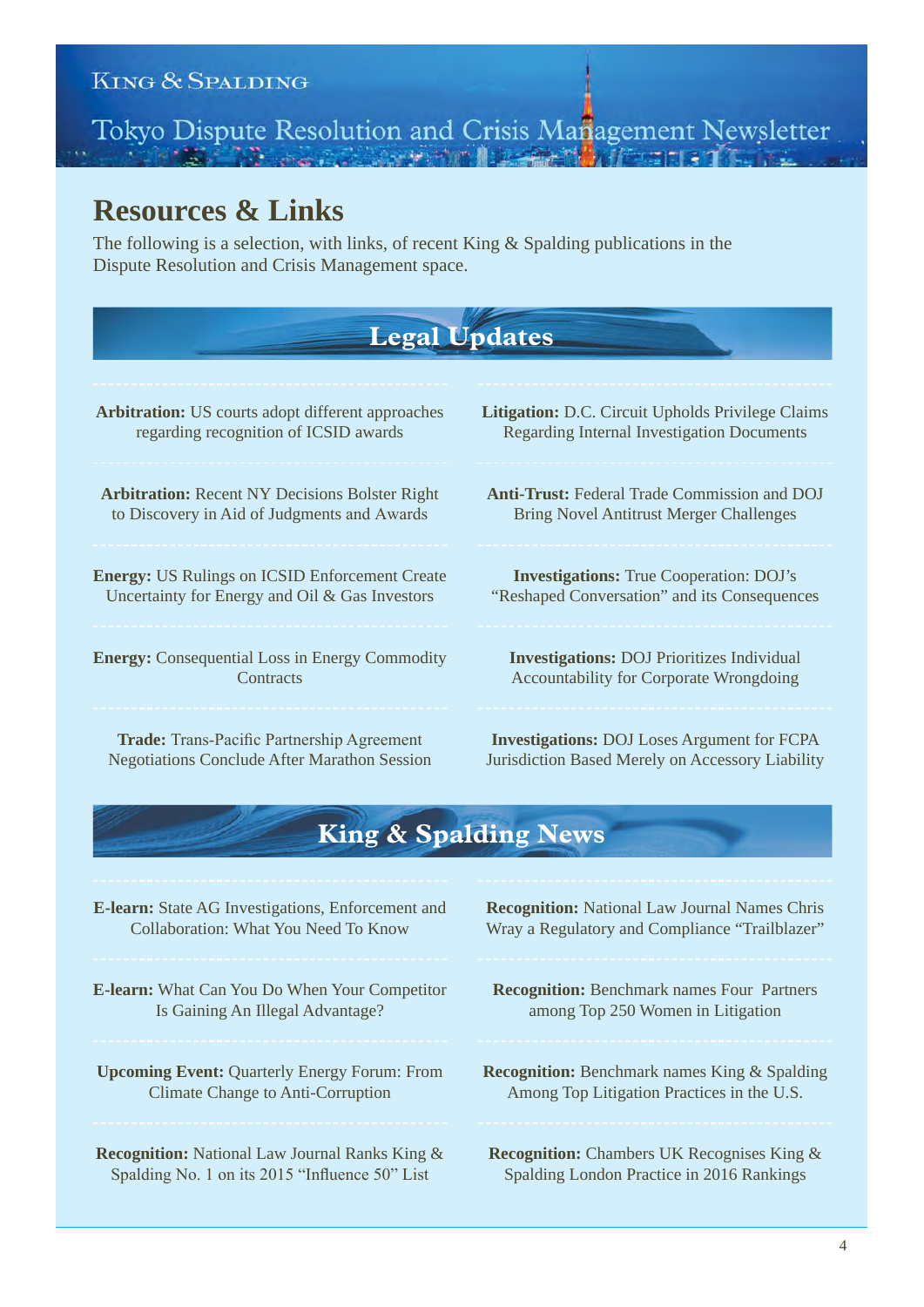## Resources & Links

The following is a selection, with links, of recent King & Spalding publications in the Dispute Resolution and Crisis Management space.

### Legal Updates

**Arbitration:** US courts adopt different approaches regarding recognition of ICSID awards

**Arbitration:** Recent NY Decisions Bolster Right to Discovery in Aid of Judgments and Awards

**Energy:** US Rulings on ICSID Enforcement Create Uncertainty for Energy and Oil & Gas Investors

**Energy:** Consequential Loss in Energy Commodity Contracts

**Trade:** Trans-Pacific Partnership Agreement Negotiations Conclude After Marathon Session

**Litigation:** D.C. Circuit Upholds Privilege Claims Regarding Internal Investigation Documents

**Anti-Trust:** Federal Trade Commission and DOJ Bring Novel Antitrust Merger Challenges

**Investigations:** True Cooperation: DOJ's "Reshaped Conversation" and its Consequences

**Investigations:** DOJ Prioritizes Individual Accountability for Corporate Wrongdoing

**Investigations:** DOJ Loses Argument for FCPA Jurisdiction Based Merely on Accessory Liability

### King & Spalding News

**E-learn:** State AG Investigations, Enforcement and Collaboration: What You Need To Know

**E-learn:** What Can You Do When Your Competitor Is Gaining An Illegal Advantage?

**Upcoming Event:** Quarterly Energy Forum: From Climate Change to Anti-Corruption

**Recognition:** National Law Journal Ranks King & Spalding No. 1 on its 2015 "Influence 50" List

**Recognition:** National Law Journal Names Chris Wray a Regulatory and Compliance "Trailblazer"

**Recognition:** Benchmark names Four Partners among Top 250 Women in Litigation

**Recognition:** Benchmark names King & Spalding Among Top Litigation Practices in the U.S.

**Recognition:** Chambers UK Recognises King & Spalding London Practice in 2016 Rankings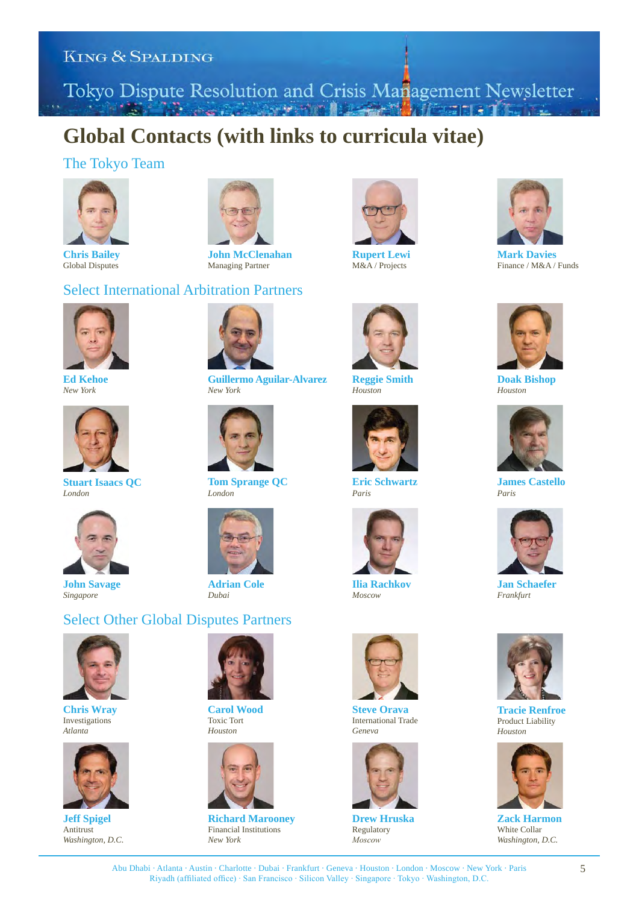# Global Contacts (with links to curricula vitae)

## The Tokyo Team

**Chris Bailey**
Global Disputes

**John McClenahan**
Managing Partner

**Rupert Lewi**
M&A / Projects

**Mark Davies**
Finance / M&A / Funds

## Select International Arbitration Partners

**Ed Kehoe**
*New York*

**Guillermo Aguilar-Alvarez**
*New York*

**Reggie Smith**
*Houston*

**Doak Bishop**
*Houston*

**Stuart Isaacs QC**
*London*

**Tom Sprange QC**
*London*

**Eric Schwartz**
*Paris*

**James Castello**
*Paris*

**John Savage**
*Singapore*

**Adrian Cole**
*Dubai*

**Ilia Rachkov**
*Moscow*

**Jan Schaefer**
*Frankfurt*

## Select Other Global Disputes Partners

**Chris Wray**
Investigations
*Atlanta*

**Carol Wood**
Toxic Tort
*Houston*

**Steve Orava**
International Trade
*Geneva*

**Tracie Renfroe**
Product Liability
*Houston*

**Jeff Spigel**
Antitrust
*Washington, D.C.*

**Richard Marooney**
Financial Institutions
*New York*

**Drew Hruska**
Regulatory
*Moscow*

**Zack Harmon**
White Collar
*Washington, D.C.*

Abu Dhabi · Atlanta · Austin · Charlotte · Dubai · Frankfurt · Geneva · Houston · London · Moscow · New York · Paris
Riyadh (affiliated office) · San Francisco · Silicon Valley · Singapore · Tokyo · Washington, D.C.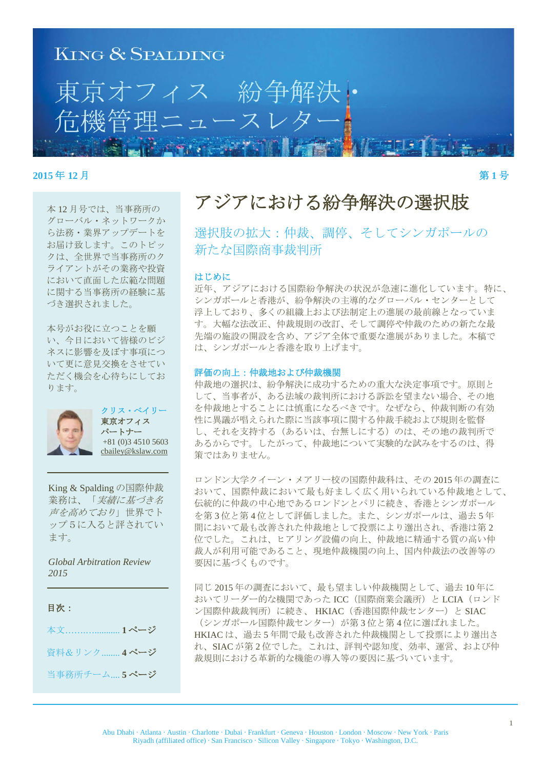# King & Spalding

# 東京オフィス　紛争解決・危機管理ニュースレター

**2015 年 12 月**　　　　**第 1 号**

本 12 月号では、当事務所のグローバル・ネットワークから法務・業界アップデートをお届け致します。このトピックは、全世界で当事務所のクライアントがその業務や投資において直面した広範な問題に関する当事務所の経験に基づき選択されました。

本号がお役に立つことを願い、今日において皆様のビジネスに影響を及ぼす事項について更に意見交換をさせていただく機会を心待ちにしております。

**クリス・ベイリー**
**東京オフィス**
**パートナー**
+81 (0)3 4510 5603
cbailey@kslaw.com

---

King & Spalding の国際仲裁業務は、「*実績に基づき名声を高めており*」世界でトップ５に入ると評されています。

*Global Arbitration Review 2015*

---

**目次：**

本文…………........... **1 ページ**

資料&リンク........ **4 ページ**

当事務所チーム.... **5 ページ**

# アジアにおける紛争解決の選択肢

## 選択肢の拡大：仲裁、調停、そしてシンガポールの新たな国際商事裁判所

### はじめに

近年、アジアにおける国際紛争解決の状況が急速に進化しています。特に、シンガポールと香港が、紛争解決の主導的なグローバル・センターとして浮上しており、多くの組織上および法制定上の進展の最前線となっています。大幅な法改正、仲裁規則の改訂、そして調停や仲裁のための新たな最先端の施設の開設を含め、アジア全体で重要な進展がありました。本稿では、シンガポールと香港を取り上げます。

### 評価の向上：仲裁地および仲裁機関

仲裁地の選択は、紛争解決に成功するための重大な決定事項です。原則として、当事者が、ある法域の裁判所における訴訟を望まない場合、その地を仲裁地とすることには慎重になるべきです。なぜなら、仲裁判断の有効性に異議が唱えられた際に当該事項に関する仲裁手続および規則を監督し、それを支持する（あるいは、台無しにする）のは、その地の裁判所であるからです。したがって、仲裁地について実験的な試みをするのは、得策ではありません。

ロンドン大学クイーン・メアリー校の国際仲裁科は、その 2015 年の調査において、国際仲裁において最も好ましく広く用いられている仲裁地として、伝統的に仲裁の中心地であるロンドンとパリに続き、香港とシンガポールを第 3 位と第 4 位として評価しました。また、シンガポールは、過去 5 年間において最も改善された仲裁地として投票により選出され、香港は第 2 位でした。これは、ヒアリング設備の向上、仲裁地に精通する質の高い仲裁人が利用可能であること、現地仲裁機関の向上、国内仲裁法の改善等の要因に基づくものです。

同じ 2015 年の調査において、最も望ましい仲裁機関として、過去 10 年においてリーダー的な機関であった ICC（国際商業会議所）と LCIA（ロンドン国際仲裁裁判所）に続き、 HKIAC（香港国際仲裁センター）と SIAC（シンガポール国際仲裁センター）が第 3 位と第 4 位に選ばれました。HKIAC は、過去 5 年間で最も改善された仲裁機関として投票により選出され、SIAC が第 2 位でした。これは、評判や認知度、効率、運営、および仲裁規則における革新的な機能の導入等の要因に基づいています。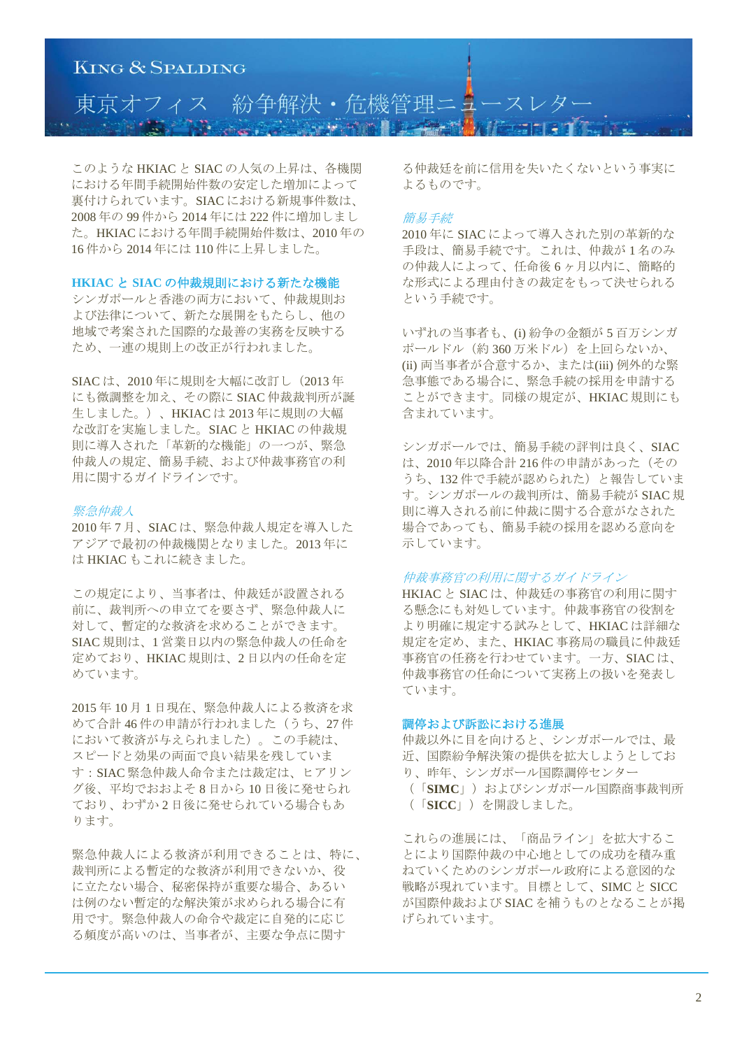このようなHKIACとSIACの人気の上昇は、各機関における年間手続開始件数の安定した増加によって裏付けられています。SIACにおける新規事件件数は、2008年の99件から2014年には222件に増加しました。HKIACにおける年間手続開始件数は、2010年の16件から2014年には110件に上昇しました。

## HKIACとSIACの仲裁規則における新たな機能

シンガポールと香港の両方において、仲裁規則および法律について、新たな展開をもたらし、他の地域で考案された国際的な最善の実務を反映するため、一連の規則上の改正が行われました。

SIACは、2010年に規則を大幅に改訂し（2013年にも微調整を加え、その際にSIAC仲裁裁判所が誕生しました。）、HKIACは2013年に規則の大幅な改訂を実施しました。SIACとHKIACの仲裁規則に導入された「革新的な機能」の一つが、緊急仲裁人の規定、簡易手続、および仲裁事務官の利用に関するガイドラインです。

### *緊急仲裁人*

2010年7月、SIACは、緊急仲裁人規定を導入したアジアで最初の仲裁機関となりました。2013年にはHKIACもこれに続きました。

この規定により、当事者は、仲裁廷が設置される前に、裁判所への申立てを要さず、緊急仲裁人に対して、暫定的な救済を求めることができます。SIAC規則は、1営業日以内の緊急仲裁人の任命を定めており、HKIAC規則は、2日以内の任命を定めています。

2015年10月1日現在、緊急仲裁人による救済を求めて合計46件の申請が行われました（うち、27件において救済が与えられました）。この手続は、スピードと効果の両面で良い結果を残しています：SIAC緊急仲裁人命令または裁定は、ヒアリング後、平均でおおよそ8日から10日後に発せられており、わずか2日後に発せられている場合もあります。

緊急仲裁人による救済が利用できることは、特に、裁判所による暫定的な救済が利用できないか、役に立たない場合、秘密保持が重要な場合、あるいは例のない暫定的な解決策が求められる場合に有用です。緊急仲裁人の命令や裁定に自発的に応じる頻度が高いのは、当事者が、主要な争点に関する仲裁廷を前に信用を失いたくないという事実によるものです。

### *簡易手続*

2010年にSIACによって導入された別の革新的な手段は、簡易手続です。これは、仲裁が1名のみの仲裁人によって、任命後6ヶ月以内に、簡略的な形式による理由付きの裁定をもって決せられるという手続です。

いずれの当事者も、(i) 紛争の金額が5百万シンガポールドル（約360万米ドル）を上回らないか、(ii) 両当事者が合意するか、または(iii) 例外的な緊急事態である場合に、緊急手続の採用を申請することができます。同様の規定が、HKIAC規則にも含まれています。

シンガポールでは、簡易手続の評判は良く、SIACは、2010年以降合計216件の申請があった（そのうち、132件で手続が認められた）と報告しています。シンガポールの裁判所は、簡易手続がSIAC規則に導入される前に仲裁に関する合意がなされた場合であっても、簡易手続の採用を認める意向を示しています。

### *仲裁事務官の利用に関するガイドライン*

HKIACとSIACは、仲裁廷の事務官の利用に関する懸念にも対処しています。仲裁事務官の役割をより明確に規定する試みとして、HKIACは詳細な規定を定め、また、HKIAC事務局の職員に仲裁廷事務官の任務を行わせています。一方、SIACは、仲裁事務官の任命について実務上の扱いを発表しています。

## 調停および訴訟における進展

仲裁以外に目を向けると、シンガポールでは、最近、国際紛争解決策の提供を拡大しようとしており、昨年、シンガポール国際調停センター（「**SIMC**」）およびシンガポール国際商事裁判所（「**SICC**」）を開設しました。

これらの進展には、「商品ライン」を拡大することにより国際仲裁の中心地としての成功を積み重ねていくためのシンガポール政府による意図的な戦略が現れています。目標として、SIMCとSICCが国際仲裁およびSIACを補うものとなることが掲げられています。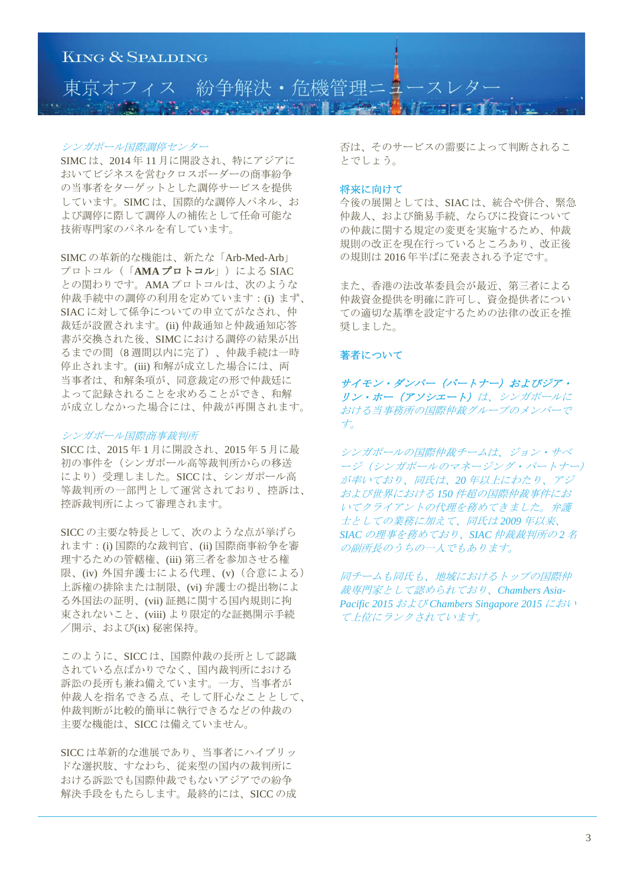### *シンガポール国際調停センター*

SIMCは、2014年11月に開設され、特にアジアにおいてビジネスを営むクロスボーダーの商事紛争の当事者をターゲットとした調停サービスを提供しています。SIMCは、国際的な調停人パネル、および調停に際して調停人の補佐として任命可能な技術専門家のパネルを有しています。

SIMCの革新的な機能は、新たな「Arb-Med-Arb」プロトコル（「**AMAプロトコル**」）によるSIACとの関わりです。AMAプロトコルは、次のような仲裁手続中の調停の利用を定めています：(i) まず、SIACに対して係争についての申立てがなされ、仲裁廷が設置されます。(ii) 仲裁通知と仲裁通知応答書が交換された後、SIMCにおける調停の結果が出るまでの間（8週間以内に完了）、仲裁手続は一時停止されます。(iii) 和解が成立した場合には、両当事者は、和解条項が、同意裁定の形で仲裁廷によって記録されることを求めることができ、和解が成立しなかった場合には、仲裁が再開されます。

### *シンガポール国際商事裁判所*

SICCは、2015年1月に開設され、2015年5月に最初の事件を（シンガポール高等裁判所からの移送により）受理しました。SICCは、シンガポール高等裁判所の一部門として運営されており、控訴は、控訴裁判所によって審理されます。

SICCの主要な特長として、次のような点が挙げられます：(i) 国際的な裁判官、(ii) 国際商事紛争を審理するための管轄権、(iii) 第三者を参加させる権限、(iv) 外国弁護士による代理、(v)（合意による）上訴権の排除または制限、(vi) 弁護士の提出物による外国法の証明、(vii) 証拠に関する国内規則に拘束されないこと、(viii) より限定的な証拠開示手続／開示、および(ix) 秘密保持。

このように、SICCは、国際仲裁の長所として認識されている点ばかりでなく、国内裁判所における訴訟の長所も兼ね備えています。一方、当事者が仲裁人を指名できる点、そして肝心なこととして、仲裁判断が比較的簡単に執行できるなどの仲裁の主要な機能は、SICCは備えていません。

SICCは革新的な進展であり、当事者にハイブリッドな選択肢、すなわち、従来型の国内の裁判所における訴訟でも国際仲裁でもないアジアでの紛争解決手段をもたらします。最終的には、SICCの成否は、そのサービスの需要によって判断されることでしょう。

### 将来に向けて

今後の展開としては、SIACは、統合や併合、緊急仲裁人、および簡易手続、ならびに投資についての仲裁に関する規定の変更を実施するため、仲裁規則の改正を現在行っているところあり、改正後の規則は2016年半ばに発表される予定です。

また、香港の法改革委員会が最近、第三者による仲裁資金提供を明確に許可し、資金提供者についての適切な基準を設定するための法律の改正を推奨しました。

### 著者について

***サイモン・ダンバー（パートナー）およびジア・リン・ホー（アソシエート）****は、シンガポールにおける当事務所の国際仲裁グループのメンバーです。*

*シンガポールの国際仲裁チームは、ジョン・サベージ（シンガポールのマネージング・パートナー）が率いており、同氏は、20年以上にわたり、アジアおよび世界における150件超の国際仲裁事件においてクライアントの代理を務めてきました。弁護士としての業務に加えて、同氏は2009年以来、SIACの理事を務めており、SIAC仲裁裁判所の2名の副所長のうちの一人でもあります。*

*同チームも同氏も、地域におけるトップの国際仲裁専門家として認められており、Chambers Asia-Pacific 2015およびChambers Singapore 2015において上位にランクされています。*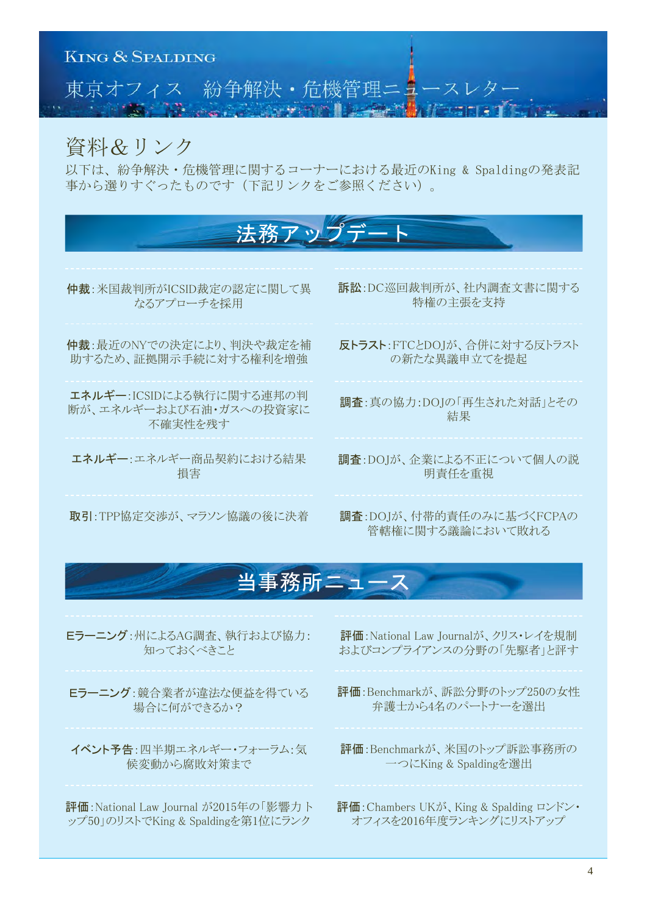KING & SPALDING

東京オフィス　紛争解決・危機管理ニュースレター

# 資料&リンク

以下は、紛争解決・危機管理に関するコーナーにおける最近のKing & Spaldingの発表記事から選りすぐったものです（下記リンクをご参照ください）。

## 法務アップデート

**仲裁**:米国裁判所がICSID裁定の認定に関して異なるアプローチを採用

**仲裁**:最近のNYでの決定により、判決や裁定を補助するため、証拠開示手続に対する権利を増強

**エネルギー**:ICSIDによる執行に関する連邦の判断が、エネルギーおよび石油・ガスへの投資家に不確実性を残す

**エネルギー**:エネルギー商品契約における結果損害

**取引**:TPP協定交渉が、マラソン協議の後に決着

**訴訟**:DC巡回裁判所が、社内調査文書に関する特権の主張を支持

**反トラスト**:FTCとDOJが、合併に対する反トラストの新たな異議申立てを提起

**調査**:真の協力:DOJの「再生された対話」とその結果

**調査**:DOJが、企業による不正について個人の説明責任を重視

**調査**:DOJが、付帯的責任のみに基づくFCPAの管轄権に関する議論において敗れる

## 当事務所ニュース

**Eラーニング**:州によるAG調査、執行および協力:知っておくべきこと

**Eラーニング**:競合業者が違法な便益を得ている場合に何ができるか？

**イベント予告**:四半期エネルギー・フォーラム:気候変動から腐敗対策まで

**評価**:National Law Journal が2015年の「影響力トップ50」のリストでKing & Spaldingを第1位にランク

**評価**:National Law Journalが、クリス・レイを規制およびコンプライアンスの分野の「先駆者」と評す

**評価**:Benchmarkが、訴訟分野のトップ250の女性弁護士から4名のパートナーを選出

**評価**:Benchmarkが、米国のトップ訴訟事務所の一つにKing & Spaldingを選出

**評価**:Chambers UKが、King & Spalding ロンドン・オフィスを2016年度ランキングにリストアップ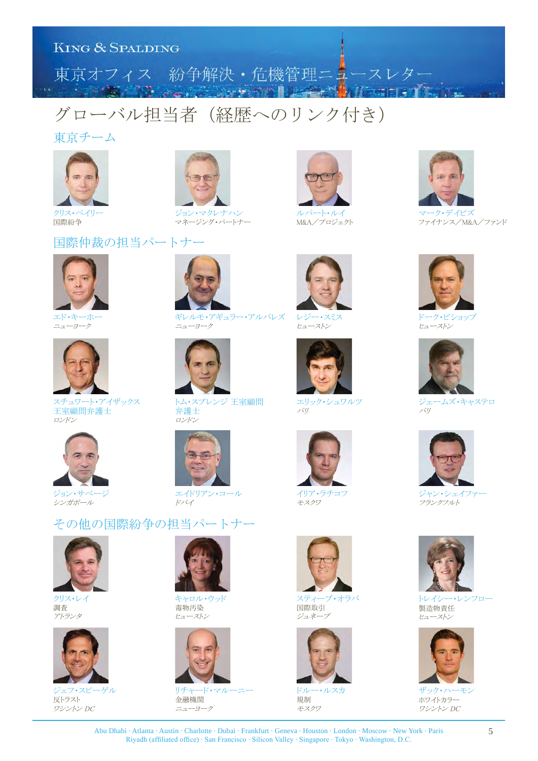KING & SPALDING

東京オフィス　紛争解決・危機管理ニュースレター

# グローバル担当者（経歴へのリンク付き）

## 東京チーム

クリス・ベイリー
国際紛争

ジョン・マクレナハン
マネージング・パートナー

ルパート・ルイ
M&A／プロジェクト

マーク・デイビズ
ファイナンス／M&A／ファンド

## 国際仲裁の担当パートナー

エド・キーホー
*ニューヨーク*

ギレルモ・アギュラー・アルバレズ
*ニューヨーク*

レジー・スミス
*ヒューストン*

ドーク・ビショップ
*ヒューストン*

スチュワート・アイザックス
王室顧問弁護士
*ロンドン*

トム・スプレンジ 王室顧問
弁護士
*ロンドン*

エリック・シュワルツ
*パリ*

ジェームズ・キャステロ
*パリ*

ジョン・サベージ
*シンガポール*

エイドリアン・コール
*ドバイ*

イリア・ラチコフ
*モスクワ*

ジャン・シェイファー
*フランクフルト*

## その他の国際紛争の担当パートナー

クリス・レイ
調査
*アトランタ*

キャロル・ウッド
毒物汚染
*ヒューストン*

スティーブ・オラバ
国際取引
*ジュネーブ*

トレイシー・レンフロー
製造物責任
*ヒューストン*

ジェフ・スピーゲル
反トラスト
*ワシントン DC*

リチャード・マルーニー
金融機関
*ニューヨーク*

ドルー・ルスカ
規制
*モスクワ*

ザック・ハーモン
ホワイトカラー
*ワシントン DC*

Abu Dhabi · Atlanta · Austin · Charlotte · Dubai · Frankfurt · Geneva · Houston · London · Moscow · New York · Paris
Riyadh (affiliated office) · San Francisco · Silicon Valley · Singapore · Tokyo · Washington, D.C.